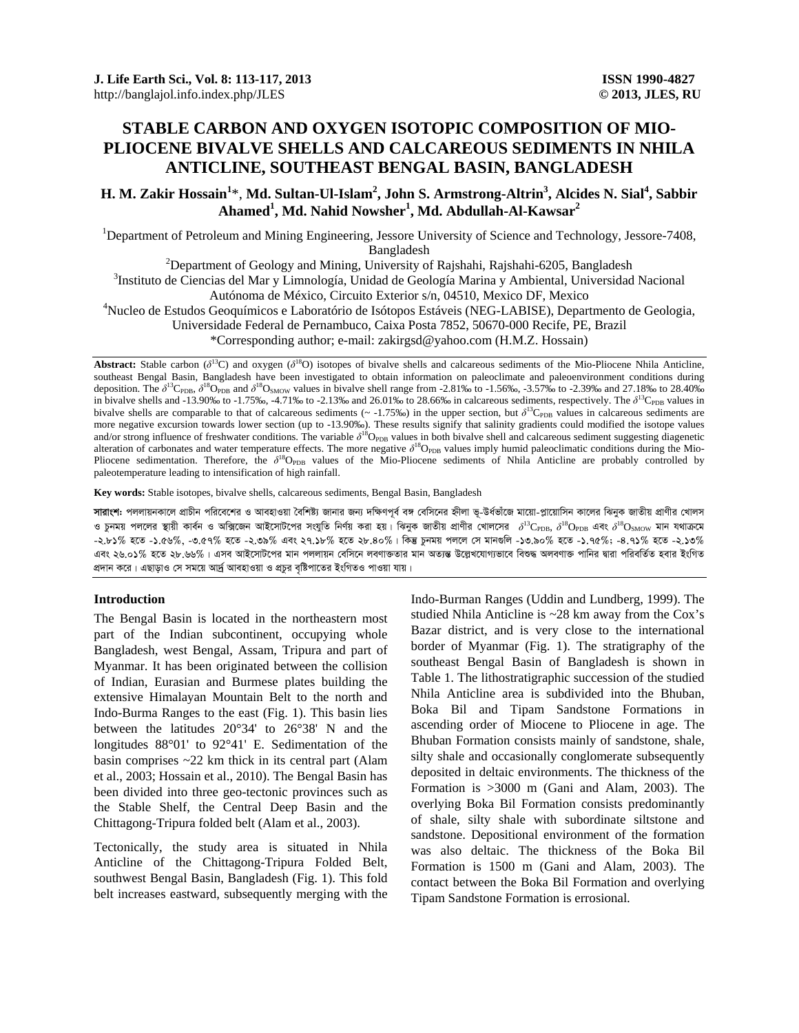# STABLE CARBON AND OXYGEN ISOTOPIC COMPOSITION OF MIO-PLIOCENE BIVALVE SHELLS AND CALCAREOUS SEDIMENTS IN NHILA ANTICLINE, SOUTHEAST BENGAL BASIN, BANGLADESH

**H. M. Zakir Hossain[1]\*, Md. Sultan-Ul-Islam[2], John S. Armstrong-Altrin[3], Alcides N. Sial[4], Sabbir Ahamed[1], Md. Nahid Nowsher[1], Md. Abdullah-Al-Kawsar[2]**

[1]Department of Petroleum and Mining Engineering, Jessore University of Science and Technology, Jessore-7408, Bangladesh

[2]Department of Geology and Mining, University of Rajshahi, Rajshahi-6205, Bangladesh

[3]Instituto de Ciencias del Mar y Limnología, Unidad de Geología Marina y Ambiental, Universidad Nacional Autónoma de México, Circuito Exterior s/n, 04510, Mexico DF, Mexico

[4]Nucleo de Estudos Geoquímicos e Laboratório de Isótopos Estáveis (NEG-LABISE), Departmento de Geologia, Universidade Federal de Pernambuco, Caixa Posta 7852, 50670-000 Recife, PE, Brazil

\*Corresponding author; e-mail: zakirgsd@yahoo.com (H.M.Z. Hossain)

**Abstract:** Stable carbon ($\delta^{13}C$) and oxygen ($\delta^{18}O$) isotopes of bivalve shells and calcareous sediments of the Mio-Pliocene Nhila Anticline, southeast Bengal Basin, Bangladesh have been investigated to obtain information on paleoclimate and paleoenvironment conditions during deposition. The $\delta^{13}C_{PDB}$, $\delta^{18}O_{PDB}$ and $\delta^{18}O_{SMOW}$ values in bivalve shell range from -2.81‰ to -1.56‰, -3.57‰ to -2.39‰ and 27.18‰ to 28.40‰ in bivalve shells and -13.90‰ to -1.75‰, -4.71‰ to -2.13‰ and 26.01‰ to 28.66‰ in calcareous sediments, respectively. The $\delta^{13}C_{PDB}$ values in bivalve shells are comparable to that of calcareous sediments (~ -1.75‰) in the upper section, but $\delta^{13}C_{PDB}$ values in calcareous sediments are more negative excursion towards lower section (up to -13.90‰). These results signify that salinity gradients could modified the isotope values and/or strong influence of freshwater conditions. The variable $\delta^{18}O_{PDB}$ values in both bivalve shell and calcareous sediment suggesting diagenetic alteration of carbonates and water temperature effects. The more negative $\delta^{18}O_{PDB}$ values imply humid paleoclimatic conditions during the Mio-Pliocene sedimentation. Therefore, the $\delta^{18}O_{PDB}$ values of the Mio-Pliocene sediments of Nhila Anticline are probably controlled by paleotemperature leading to intensification of high rainfall.

**Key words:** Stable isotopes, bivalve shells, calcareous sediments, Bengal Basin, Bangladesh

**সারাংশ:** পললায়নকালে প্রাচীন পরিবেশের ও আবহাওয়া বৈশিষ্ট্য জানার জন্য দক্ষিণপূর্ব বঙ্গ বেসিনের হ্নীলা ভূ-উর্ধভাঁজে মায়ো-প্লায়োসিন কালের ঝিনুক জাতীয় প্রাণীর খোলস ও চুনময় পললের স্থায়ী কার্বন ও অক্সিজেন আইসোটপের সংযুতি নির্ণয় করা হয়। ঝিনুক জাতীয় প্রাণীর খোলসের $\delta^{13}C_{PDB}$, $\delta^{18}O_{PDB}$ এবং $\delta^{18}O_{SMOW}$ মান যথাক্রমে -২.৮১% হতে -১.৫৬%, -৩.৫৭% হতে -২.৩৯% এবং ২৭.১৮% হতে ২৮.৪০%। কিন্তু চুনময় পললে সে মানগুলি -১৩.৯০% হতে -১.৭৫%; -৪.৭১% হতে -২.১৩% এবং ২৬.০১% হতে ২৮.৬৬%। এসব আইসোটপের মান পললায়ন বেসিনে লবণাক্ততার মান অত্যন্ত উল্লেখযোগ্যভাবে বিশুদ্ধ অলবণাক্ত পানির দ্বারা পরিবর্তিত হবার ইংগিত প্রদান করে। এছাড়াও সে সময়ে আর্দ্র আবহাওয়া ও প্রচুর বৃষ্টিপাতের ইংগিতও পাওয়া যায়।

## Introduction

The Bengal Basin is located in the northeastern most part of the Indian subcontinent, occupying whole Bangladesh, west Bengal, Assam, Tripura and part of Myanmar. It has been originated between the collision of Indian, Eurasian and Burmese plates building the extensive Himalayan Mountain Belt to the north and Indo-Burma Ranges to the east (Fig. 1). This basin lies between the latitudes 20°34' to 26°38' N and the longitudes 88°01' to 92°41' E. Sedimentation of the basin comprises ~22 km thick in its central part (Alam et al., 2003; Hossain et al., 2010). The Bengal Basin has been divided into three geo-tectonic provinces such as the Stable Shelf, the Central Deep Basin and the Chittagong-Tripura folded belt (Alam et al., 2003).

Tectonically, the study area is situated in Nhila Anticline of the Chittagong-Tripura Folded Belt, southwest Bengal Basin, Bangladesh (Fig. 1). This fold belt increases eastward, subsequently merging with the Indo-Burman Ranges (Uddin and Lundberg, 1999). The studied Nhila Anticline is ~28 km away from the Cox's Bazar district, and is very close to the international border of Myanmar (Fig. 1). The stratigraphy of the southeast Bengal Basin of Bangladesh is shown in Table 1. The lithostratigraphic succession of the studied Nhila Anticline area is subdivided into the Bhuban, Boka Bil and Tipam Sandstone Formations in ascending order of Miocene to Pliocene in age. The Bhuban Formation consists mainly of sandstone, shale, silty shale and occasionally conglomerate subsequently deposited in deltaic environments. The thickness of the Formation is >3000 m (Gani and Alam, 2003). The overlying Boka Bil Formation consists predominantly of shale, silty shale with subordinate siltstone and sandstone. Depositional environment of the formation was also deltaic. The thickness of the Boka Bil Formation is 1500 m (Gani and Alam, 2003). The contact between the Boka Bil Formation and overlying Tipam Sandstone Formation is errosional.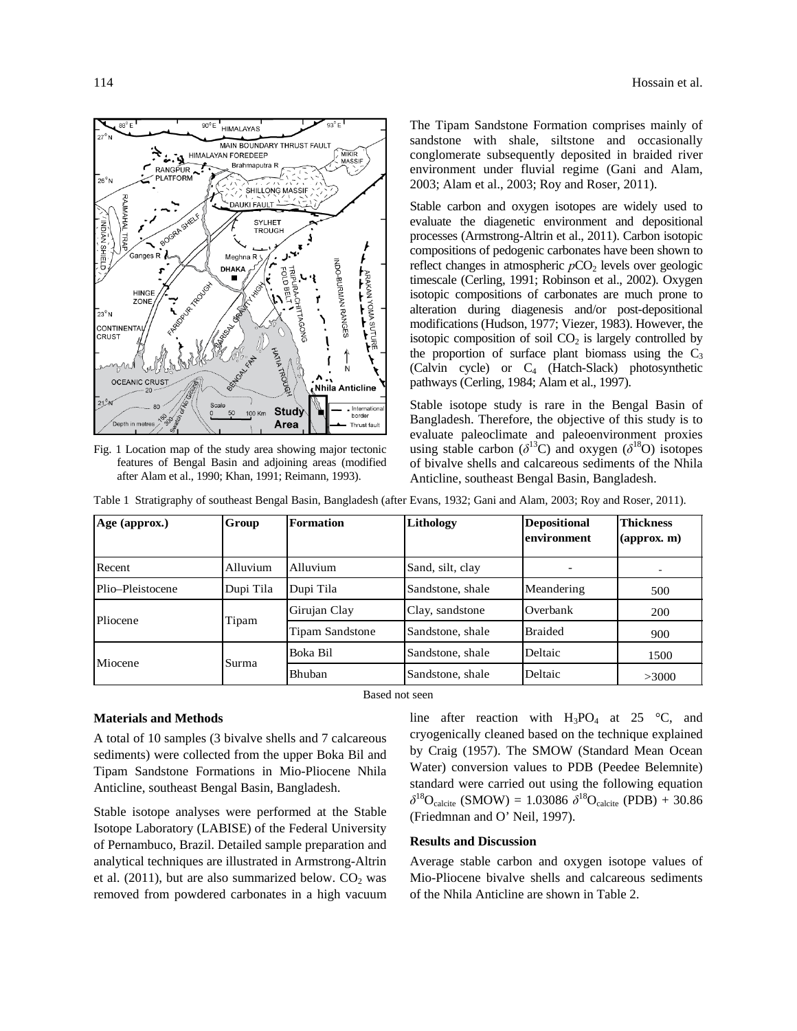Fig. 1 Location map of the study area showing major tectonic features of Bengal Basin and adjoining areas (modified after Alam et al., 1990; Khan, 1991; Reimann, 1993).

The Tipam Sandstone Formation comprises mainly of sandstone with shale, siltstone and occasionally conglomerate subsequently deposited in braided river environment under fluvial regime (Gani and Alam, 2003; Alam et al., 2003; Roy and Roser, 2011).

Stable carbon and oxygen isotopes are widely used to evaluate the diagenetic environment and depositional processes (Armstrong-Altrin et al., 2011). Carbon isotopic compositions of pedogenic carbonates have been shown to reflect changes in atmospheric $pCO_2$ levels over geologic timescale (Cerling, 1991; Robinson et al., 2002). Oxygen isotopic compositions of carbonates are much prone to alteration during diagenesis and/or post-depositional modifications (Hudson, 1977; Viezer, 1983). However, the isotopic composition of soil $CO_2$ is largely controlled by the proportion of surface plant biomass using the $C_3$ (Calvin cycle) or $C_4$ (Hatch-Slack) photosynthetic pathways (Cerling, 1984; Alam et al., 1997).

Stable isotope study is rare in the Bengal Basin of Bangladesh. Therefore, the objective of this study is to evaluate paleoclimate and paleoenvironment proxies using stable carbon ($\delta^{13}C$) and oxygen ($\delta^{18}O$) isotopes of bivalve shells and calcareous sediments of the Nhila Anticline, southeast Bengal Basin, Bangladesh.

Table 1 Stratigraphy of southeast Bengal Basin, Bangladesh (after Evans, 1932; Gani and Alam, 2003; Roy and Roser, 2011).

| Age (approx.) | Group | Formation | Lithology | Depositional environment | Thickness (approx. m) |
|---|---|---|---|---|---|
| Recent | Alluvium | Alluvium | Sand, silt, clay | - | - |
| Plio–Pleistocene | Dupi Tila | Dupi Tila | Sandstone, shale | Meandering | 500 |
| Pliocene | Tipam | Girujan Clay | Clay, sandstone | Overbank | 200 |
| | | Tipam Sandstone | Sandstone, shale | Braided | 900 |
| Miocene | Surma | Boka Bil | Sandstone, shale | Deltaic | 1500 |
| | | Bhuban | Sandstone, shale | Deltaic | >3000 |

Based not seen

**Materials and Methods**

A total of 10 samples (3 bivalve shells and 7 calcareous sediments) were collected from the upper Boka Bil and Tipam Sandstone Formations in Mio-Pliocene Nhila Anticline, southeast Bengal Basin, Bangladesh.

Stable isotope analyses were performed at the Stable Isotope Laboratory (LABISE) of the Federal University of Pernambuco, Brazil. Detailed sample preparation and analytical techniques are illustrated in Armstrong-Altrin et al. (2011), but are also summarized below. $CO_2$ was removed from powdered carbonates in a high vacuum line after reaction with $H_3PO_4$ at 25 °C, and cryogenically cleaned based on the technique explained by Craig (1957). The SMOW (Standard Mean Ocean Water) conversion values to PDB (Peedee Belemnite) standard were carried out using the following equation $\delta^{18}O_{calcite}$ (SMOW) = 1.03086 $\delta^{18}O_{calcite}$ (PDB) + 30.86 (Friedmnan and O' Neil, 1997).

**Results and Discussion**

Average stable carbon and oxygen isotope values of Mio-Pliocene bivalve shells and calcareous sediments of the Nhila Anticline are shown in Table 2.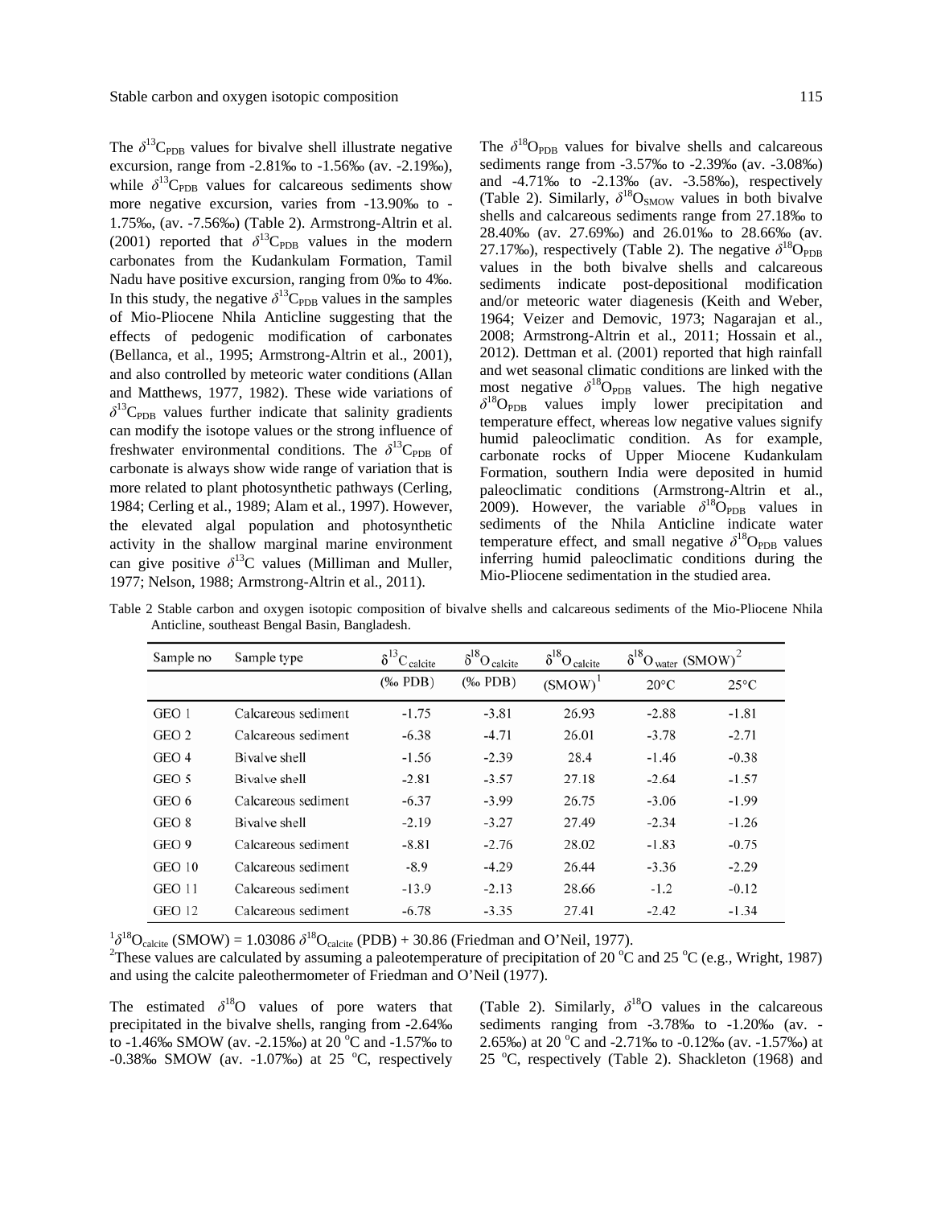The $\delta^{13}C_{PDB}$ values for bivalve shell illustrate negative excursion, range from -2.81‰ to -1.56‰ (av. -2.19‰), while $\delta^{13}C_{PDB}$ values for calcareous sediments show more negative excursion, varies from -13.90‰ to -1.75‰, (av. -7.56‰) (Table 2). Armstrong-Altrin et al. (2001) reported that $\delta^{13}C_{PDB}$ values in the modern carbonates from the Kudankulam Formation, Tamil Nadu have positive excursion, ranging from 0‰ to 4‰. In this study, the negative $\delta^{13}C_{PDB}$ values in the samples of Mio-Pliocene Nhila Anticline suggesting that the effects of pedogenic modification of carbonates (Bellanca, et al., 1995; Armstrong-Altrin et al., 2001), and also controlled by meteoric water conditions (Allan and Matthews, 1977, 1982). These wide variations of $\delta^{13}C_{PDB}$ values further indicate that salinity gradients can modify the isotope values or the strong influence of freshwater environmental conditions. The $\delta^{13}C_{PDB}$ of carbonate is always show wide range of variation that is more related to plant photosynthetic pathways (Cerling, 1984; Cerling et al., 1989; Alam et al., 1997). However, the elevated algal population and photosynthetic activity in the shallow marginal marine environment can give positive $\delta^{13}C$ values (Milliman and Muller, 1977; Nelson, 1988; Armstrong-Altrin et al., 2011).

The $\delta^{18}O_{PDB}$ values for bivalve shells and calcareous sediments range from -3.57‰ to -2.39‰ (av. -3.08‰) and -4.71‰ to -2.13‰ (av. -3.58‰), respectively (Table 2). Similarly, $\delta^{18}O_{SMOW}$ values in both bivalve shells and calcareous sediments range from 27.18‰ to 28.40‰ (av. 27.69‰) and 26.01‰ to 28.66‰ (av. 27.17‰), respectively (Table 2). The negative $\delta^{18}O_{PDB}$ values in the both bivalve shells and calcareous sediments indicate post-depositional modification and/or meteoric water diagenesis (Keith and Weber, 1964; Veizer and Demovic, 1973; Nagarajan et al., 2008; Armstrong-Altrin et al., 2011; Hossain et al., 2012). Dettman et al. (2001) reported that high rainfall and wet seasonal climatic conditions are linked with the most negative $\delta^{18}O_{PDB}$ values. The high negative $\delta^{18}O_{PDB}$ values imply lower precipitation and temperature effect, whereas low negative values signify humid paleoclimatic condition. As for example, carbonate rocks of Upper Miocene Kudankulam Formation, southern India were deposited in humid paleoclimatic conditions (Armstrong-Altrin et al., 2009). However, the variable $\delta^{18}O_{PDB}$ values in sediments of the Nhila Anticline indicate water temperature effect, and small negative $\delta^{18}O_{PDB}$ values inferring humid paleoclimatic conditions during the Mio-Pliocene sedimentation in the studied area.

Table 2 Stable carbon and oxygen isotopic composition of bivalve shells and calcareous sediments of the Mio-Pliocene Nhila Anticline, southeast Bengal Basin, Bangladesh.

| Sample no | Sample type | $\delta^{13}C_{calcite}$ | $\delta^{18}O_{calcite}$ | $\delta^{18}O_{calcite}$ | $\delta^{18}O_{water}$ (SMOW)[2] | |
|---|---|---|---|---|---|---|
| | | (‰ PDB) | (‰ PDB) | (SMOW)[1] | 20°C | 25°C |
| GEO 1 | Calcareous sediment | -1.75 | -3.81 | 26.93 | -2.88 | -1.81 |
| GEO 2 | Calcareous sediment | -6.38 | -4.71 | 26.01 | -3.78 | -2.71 |
| GEO 4 | Bivalve shell | -1.56 | -2.39 | 28.4 | -1.46 | -0.38 |
| GEO 5 | Bivalve shell | -2.81 | -3.57 | 27.18 | -2.64 | -1.57 |
| GEO 6 | Calcareous sediment | -6.37 | -3.99 | 26.75 | -3.06 | -1.99 |
| GEO 8 | Bivalve shell | -2.19 | -3.27 | 27.49 | -2.34 | -1.26 |
| GEO 9 | Calcareous sediment | -8.81 | -2.76 | 28.02 | -1.83 | -0.75 |
| GEO 10 | Calcareous sediment | -8.9 | -4.29 | 26.44 | -3.36 | -2.29 |
| GEO 11 | Calcareous sediment | -13.9 | -2.13 | 28.66 | -1.2 | -0.12 |
| GEO 12 | Calcareous sediment | -6.78 | -3.35 | 27.41 | -2.42 | -1.34 |

[1] $\delta^{18}O_{calcite}$ (SMOW) = 1.03086 $\delta^{18}O_{calcite}$ (PDB) + 30.86 (Friedman and O'Neil, 1977).
[2] These values are calculated by assuming a paleotemperature of precipitation of 20 °C and 25 °C (e.g., Wright, 1987) and using the calcite paleothermometer of Friedman and O'Neil (1977).

The estimated $\delta^{18}O$ values of pore waters that precipitated in the bivalve shells, ranging from -2.64‰ to -1.46‰ SMOW (av. -2.15‰) at 20 °C and -1.57‰ to -0.38‰ SMOW (av. -1.07‰) at 25 °C, respectively (Table 2). Similarly, $\delta^{18}O$ values in the calcareous sediments ranging from -3.78‰ to -1.20‰ (av. -2.65‰) at 20 °C and -2.71‰ to -0.12‰ (av. -1.57‰) at 25 °C, respectively (Table 2). Shackleton (1968) and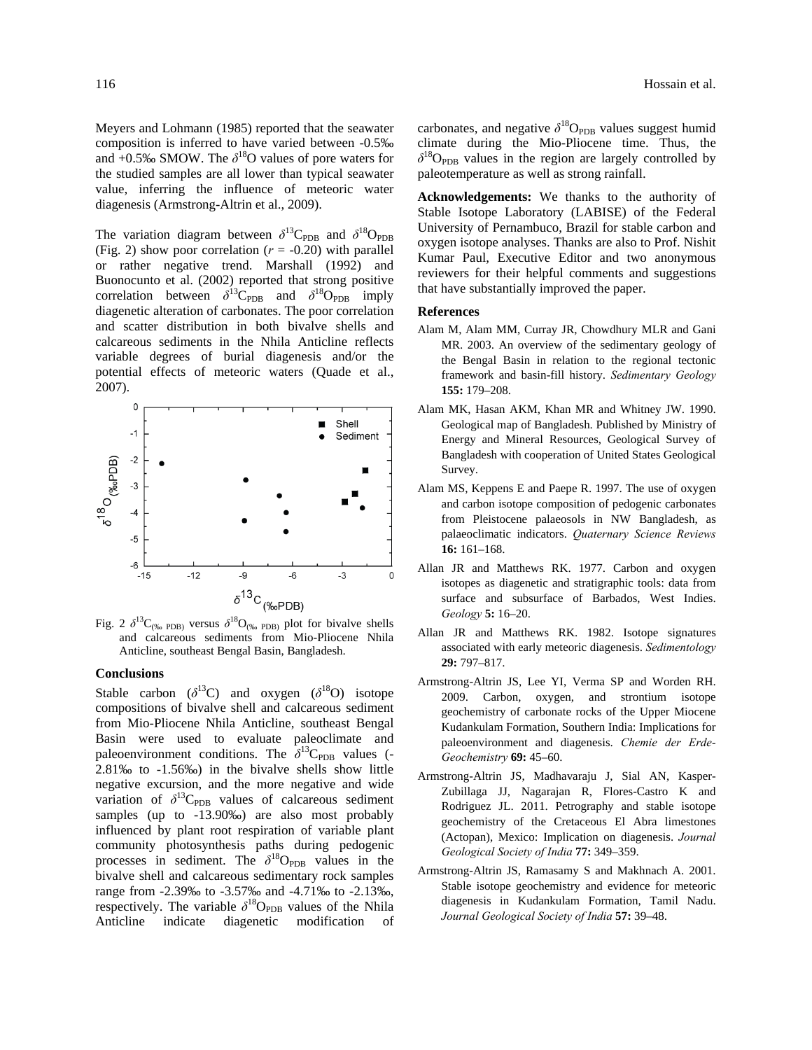Meyers and Lohmann (1985) reported that the seawater composition is inferred to have varied between -0.5‰ and +0.5‰ SMOW. The $\delta^{18}$O values of pore waters for the studied samples are all lower than typical seawater value, inferring the influence of meteoric water diagenesis (Armstrong-Altrin et al., 2009).

The variation diagram between $\delta^{13}C_{PDB}$ and $\delta^{18}O_{PDB}$ (Fig. 2) show poor correlation ($r$ = -0.20) with parallel or rather negative trend. Marshall (1992) and Buonocunto et al. (2002) reported that strong positive correlation between $\delta^{13}C_{PDB}$ and $\delta^{18}O_{PDB}$ imply diagenetic alteration of carbonates. The poor correlation and scatter distribution in both bivalve shells and calcareous sediments in the Nhila Anticline reflects variable degrees of burial diagenesis and/or the potential effects of meteoric waters (Quade et al., 2007).

Fig. 2 $\delta^{13}C_{(‰\ PDB)}$ versus $\delta^{18}O_{(‰\ PDB)}$ plot for bivalve shells and calcareous sediments from Mio-Pliocene Nhila Anticline, southeast Bengal Basin, Bangladesh.

## Conclusions

Stable carbon ($\delta^{13}$C) and oxygen ($\delta^{18}$O) isotope compositions of bivalve shell and calcareous sediment from Mio-Pliocene Nhila Anticline, southeast Bengal Basin were used to evaluate paleoclimate and paleoenvironment conditions. The $\delta^{13}C_{PDB}$ values (-2.81‰ to -1.56‰) in the bivalve shells show little negative excursion, and the more negative and wide variation of $\delta^{13}C_{PDB}$ values of calcareous sediment samples (up to -13.90‰) are also most probably influenced by plant root respiration of variable plant community photosynthesis paths during pedogenic processes in sediment. The $\delta^{18}O_{PDB}$ values in the bivalve shell and calcareous sedimentary rock samples range from -2.39‰ to -3.57‰ and -4.71‰ to -2.13‰, respectively. The variable $\delta^{18}O_{PDB}$ values of the Nhila Anticline indicate diagenetic modification of carbonates, and negative $\delta^{18}O_{PDB}$ values suggest humid climate during the Mio-Pliocene time. Thus, the $\delta^{18}O_{PDB}$ values in the region are largely controlled by paleotemperature as well as strong rainfall.

**Acknowledgements:** We thanks to the authority of Stable Isotope Laboratory (LABISE) of the Federal University of Pernambuco, Brazil for stable carbon and oxygen isotope analyses. Thanks are also to Prof. Nishit Kumar Paul, Executive Editor and two anonymous reviewers for their helpful comments and suggestions that have substantially improved the paper.

## References

Alam M, Alam MM, Curray JR, Chowdhury MLR and Gani MR. 2003. An overview of the sedimentary geology of the Bengal Basin in relation to the regional tectonic framework and basin-fill history. *Sedimentary Geology* **155:** 179–208.

Alam MK, Hasan AKM, Khan MR and Whitney JW. 1990. Geological map of Bangladesh. Published by Ministry of Energy and Mineral Resources, Geological Survey of Bangladesh with cooperation of United States Geological Survey.

Alam MS, Keppens E and Paepe R. 1997. The use of oxygen and carbon isotope composition of pedogenic carbonates from Pleistocene palaeosols in NW Bangladesh, as palaeoclimatic indicators. *Quaternary Science Reviews* **16:** 161–168.

Allan JR and Matthews RK. 1977. Carbon and oxygen isotopes as diagenetic and stratigraphic tools: data from surface and subsurface of Barbados, West Indies. *Geology* **5:** 16–20.

Allan JR and Matthews RK. 1982. Isotope signatures associated with early meteoric diagenesis. *Sedimentology* **29:** 797–817.

Armstrong-Altrin JS, Lee YI, Verma SP and Worden RH. 2009. Carbon, oxygen, and strontium isotope geochemistry of carbonate rocks of the Upper Miocene Kudankulam Formation, Southern India: Implications for paleoenvironment and diagenesis. *Chemie der Erde-Geochemistry* **69:** 45–60.

Armstrong-Altrin JS, Madhavaraju J, Sial AN, Kasper-Zubillaga JJ, Nagarajan R, Flores-Castro K and Rodriguez JL. 2011. Petrography and stable isotope geochemistry of the Cretaceous El Abra limestones (Actopan), Mexico: Implication on diagenesis. *Journal Geological Society of India* **77:** 349–359.

Armstrong-Altrin JS, Ramasamy S and Makhnach A. 2001. Stable isotope geochemistry and evidence for meteoric diagenesis in Kudankulam Formation, Tamil Nadu. *Journal Geological Society of India* **57:** 39–48.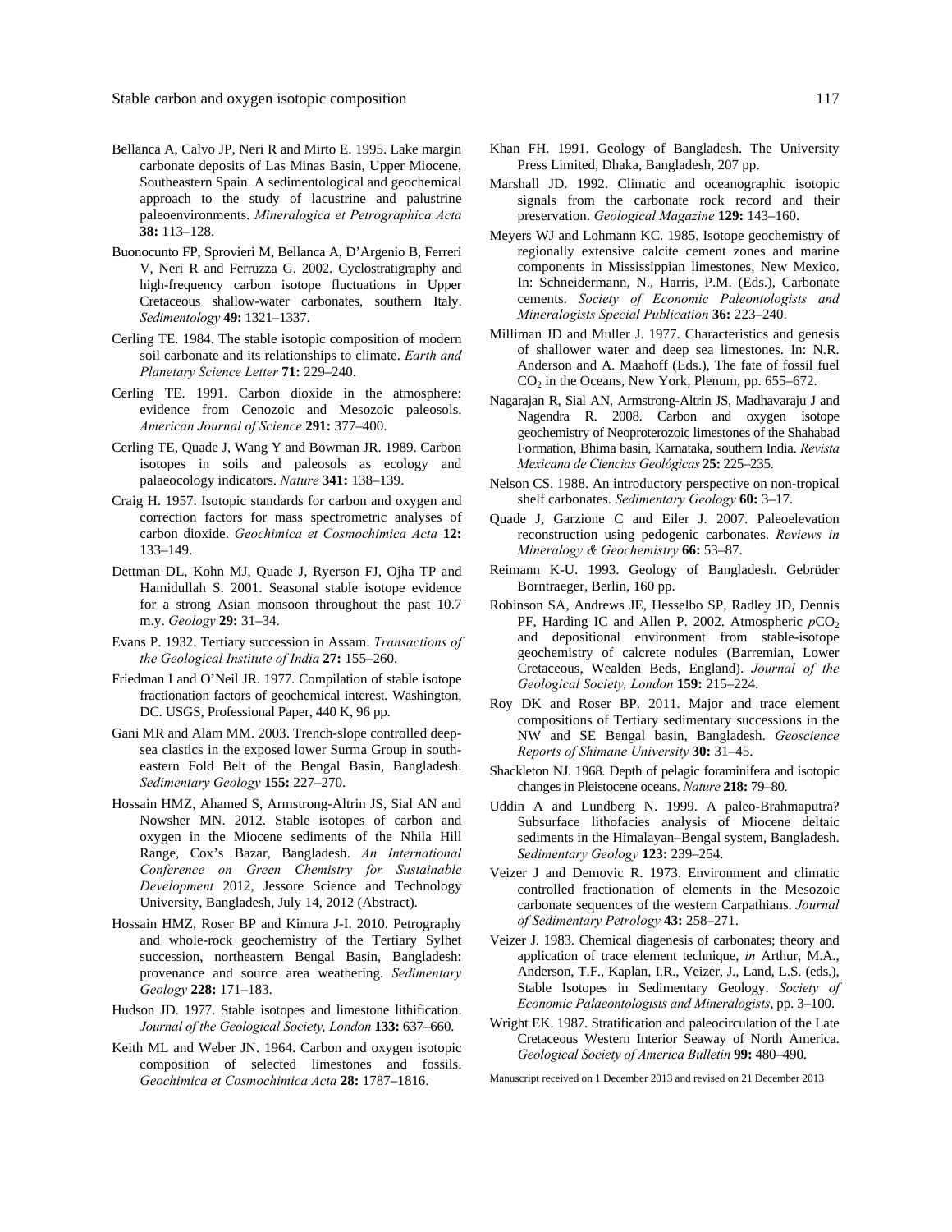Bellanca A, Calvo JP, Neri R and Mirto E. 1995. Lake margin carbonate deposits of Las Minas Basin, Upper Miocene, Southeastern Spain. A sedimentological and geochemical approach to the study of lacustrine and palustrine paleoenvironments. *Mineralogica et Petrographica Acta* **38:** 113–128.

Buonocunto FP, Sprovieri M, Bellanca A, D'Argenio B, Ferreri V, Neri R and Ferruzza G. 2002. Cyclostratigraphy and high-frequency carbon isotope fluctuations in Upper Cretaceous shallow-water carbonates, southern Italy. *Sedimentology* **49:** 1321–1337.

Cerling TE. 1984. The stable isotopic composition of modern soil carbonate and its relationships to climate. *Earth and Planetary Science Letter* **71:** 229–240.

Cerling TE. 1991. Carbon dioxide in the atmosphere: evidence from Cenozoic and Mesozoic paleosols. *American Journal of Science* **291:** 377–400.

Cerling TE, Quade J, Wang Y and Bowman JR. 1989. Carbon isotopes in soils and paleosols as ecology and palaeocology indicators. *Nature* **341:** 138–139.

Craig H. 1957. Isotopic standards for carbon and oxygen and correction factors for mass spectrometric analyses of carbon dioxide. *Geochimica et Cosmochimica Acta* **12:** 133–149.

Dettman DL, Kohn MJ, Quade J, Ryerson FJ, Ojha TP and Hamidullah S. 2001. Seasonal stable isotope evidence for a strong Asian monsoon throughout the past 10.7 m.y. *Geology* **29:** 31–34.

Evans P. 1932. Tertiary succession in Assam. *Transactions of the Geological Institute of India* **27:** 155–260.

Friedman I and O'Neil JR. 1977. Compilation of stable isotope fractionation factors of geochemical interest. Washington, DC. USGS, Professional Paper, 440 K, 96 pp.

Gani MR and Alam MM. 2003. Trench-slope controlled deep-sea clastics in the exposed lower Surma Group in south-eastern Fold Belt of the Bengal Basin, Bangladesh. *Sedimentary Geology* **155:** 227–270.

Hossain HMZ, Ahamed S, Armstrong-Altrin JS, Sial AN and Nowsher MN. 2012. Stable isotopes of carbon and oxygen in the Miocene sediments of the Nhila Hill Range, Cox's Bazar, Bangladesh. *An International Conference on Green Chemistry for Sustainable Development* 2012, Jessore Science and Technology University, Bangladesh, July 14, 2012 (Abstract).

Hossain HMZ, Roser BP and Kimura J-I. 2010. Petrography and whole-rock geochemistry of the Tertiary Sylhet succession, northeastern Bengal Basin, Bangladesh: provenance and source area weathering. *Sedimentary Geology* **228:** 171–183.

Hudson JD. 1977. Stable isotopes and limestone lithification. *Journal of the Geological Society, London* **133:** 637–660.

Keith ML and Weber JN. 1964. Carbon and oxygen isotopic composition of selected limestones and fossils. *Geochimica et Cosmochimica Acta* **28:** 1787–1816.

Khan FH. 1991. Geology of Bangladesh. The University Press Limited, Dhaka, Bangladesh, 207 pp.

Marshall JD. 1992. Climatic and oceanographic isotopic signals from the carbonate rock record and their preservation. *Geological Magazine* **129:** 143–160.

Meyers WJ and Lohmann KC. 1985. Isotope geochemistry of regionally extensive calcite cement zones and marine components in Mississippian limestones, New Mexico. In: Schneidermann, N., Harris, P.M. (Eds.), Carbonate cements. *Society of Economic Paleontologists and Mineralogists Special Publication* **36:** 223–240.

Milliman JD and Muller J. 1977. Characteristics and genesis of shallower water and deep sea limestones. In: N.R. Anderson and A. Maahoff (Eds.), The fate of fossil fuel $CO_2$ in the Oceans, New York, Plenum, pp. 655–672.

Nagarajan R, Sial AN, Armstrong-Altrin JS, Madhavaraju J and Nagendra R. 2008. Carbon and oxygen isotope geochemistry of Neoproterozoic limestones of the Shahabad Formation, Bhima basin, Karnataka, southern India. *Revista Mexicana de Ciencias Geológicas* **25:** 225–235.

Nelson CS. 1988. An introductory perspective on non-tropical shelf carbonates. *Sedimentary Geology* **60:** 3–17.

Quade J, Garzione C and Eiler J. 2007. Paleoelevation reconstruction using pedogenic carbonates. *Reviews in Mineralogy & Geochemistry* **66:** 53–87.

Reimann K-U. 1993. Geology of Bangladesh. Gebrüder Borntraeger, Berlin, 160 pp.

Robinson SA, Andrews JE, Hesselbo SP, Radley JD, Dennis PF, Harding IC and Allen P. 2002. Atmospheric $pCO_2$ and depositional environment from stable-isotope geochemistry of calcrete nodules (Barremian, Lower Cretaceous, Wealden Beds, England). *Journal of the Geological Society, London* **159:** 215–224.

Roy DK and Roser BP. 2011. Major and trace element compositions of Tertiary sedimentary successions in the NW and SE Bengal basin, Bangladesh. *Geoscience Reports of Shimane University* **30:** 31–45.

Shackleton NJ. 1968. Depth of pelagic foraminifera and isotopic changes in Pleistocene oceans. *Nature* **218:** 79–80.

Uddin A and Lundberg N. 1999. A paleo-Brahmaputra? Subsurface lithofacies analysis of Miocene deltaic sediments in the Himalayan–Bengal system, Bangladesh. *Sedimentary Geology* **123:** 239–254.

Veizer J and Demovic R. 1973. Environment and climatic controlled fractionation of elements in the Mesozoic carbonate sequences of the western Carpathians. *Journal of Sedimentary Petrology* **43:** 258–271.

Veizer J. 1983. Chemical diagenesis of carbonates; theory and application of trace element technique, *in* Arthur, M.A., Anderson, T.F., Kaplan, I.R., Veizer, J., Land, L.S. (eds.), Stable Isotopes in Sedimentary Geology. *Society of Economic Palaeontologists and Mineralogists*, pp. 3–100.

Wright EK. 1987. Stratification and paleocirculation of the Late Cretaceous Western Interior Seaway of North America. *Geological Society of America Bulletin* **99:** 480–490.

Manuscript received on 1 December 2013 and revised on 21 December 2013